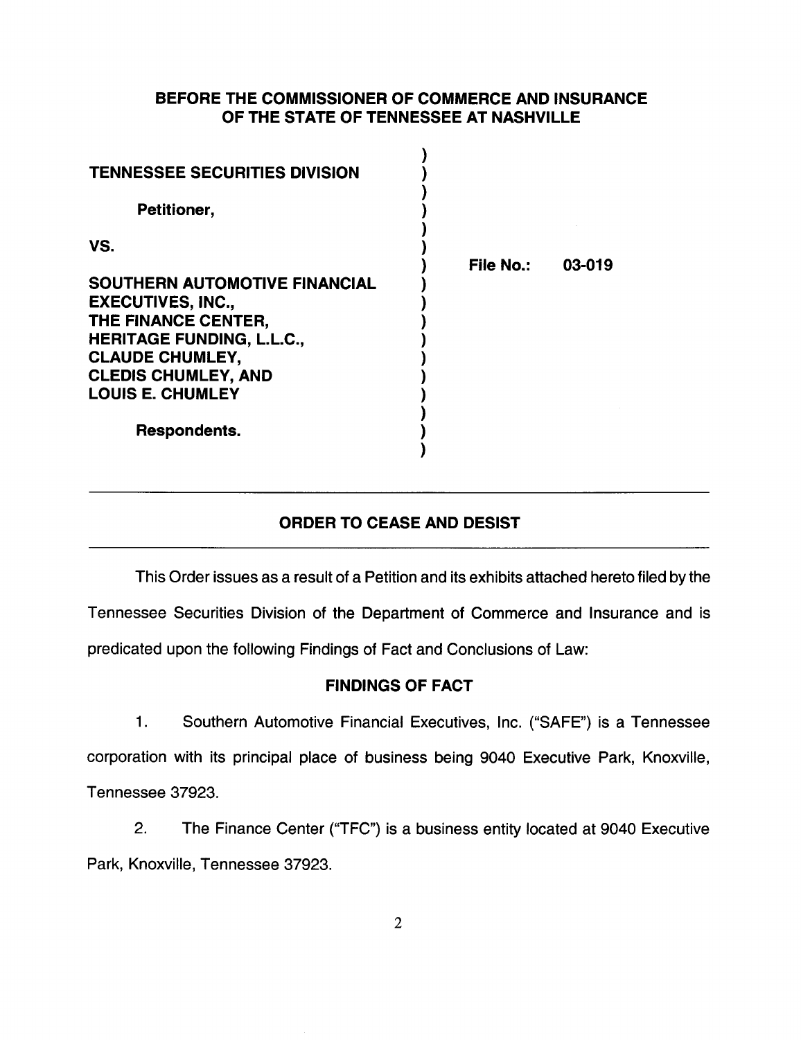**BEFORE THE COMMISSIONER OF COMMERCE AND INSURANCE OF THE STATE OF TENNESSEE AT NASHVILLE**

| | |
|---|---|
| **TENNESSEE SECURITIES DIVISION**<br><br>**Petitioner,**<br><br>**VS.**<br><br>**SOUTHERN AUTOMOTIVE FINANCIAL EXECUTIVES, INC., THE FINANCE CENTER, HERITAGE FUNDING, L.L.C., CLAUDE CHUMLEY, CLEDIS CHUMLEY, AND LOUIS E. CHUMLEY**<br><br>**Respondents.** | **File No.:** 03-019 |

## ORDER TO CEASE AND DESIST

This Order issues as a result of a Petition and its exhibits attached hereto filed by the Tennessee Securities Division of the Department of Commerce and Insurance and is predicated upon the following Findings of Fact and Conclusions of Law:

### FINDINGS OF FACT

1. Southern Automotive Financial Executives, Inc. ("SAFE") is a Tennessee corporation with its principal place of business being 9040 Executive Park, Knoxville, Tennessee 37923.

2. The Finance Center ("TFC") is a business entity located at 9040 Executive Park, Knoxville, Tennessee 37923.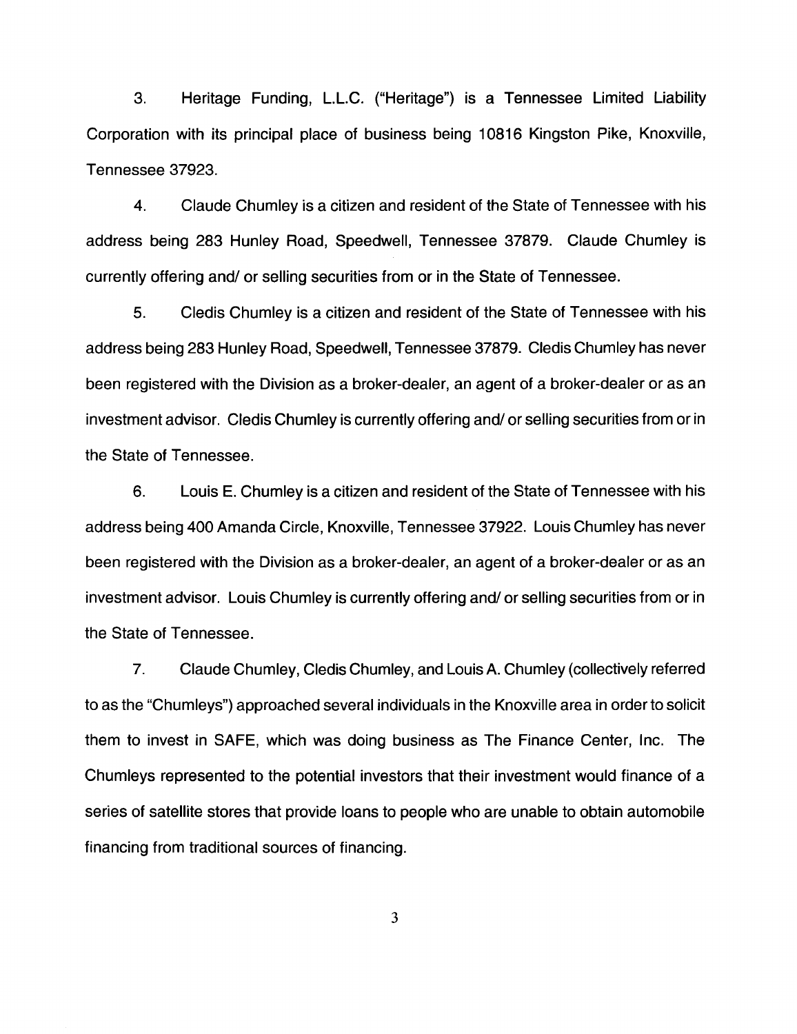3. Heritage Funding, L.L.C. ("Heritage") is a Tennessee Limited Liability Corporation with its principal place of business being 10816 Kingston Pike, Knoxville, Tennessee 37923.

4. Claude Chumley is a citizen and resident of the State of Tennessee with his address being 283 Hunley Road, Speedwell, Tennessee 37879. Claude Chumley is currently offering and/ or selling securities from or in the State of Tennessee.

5. Cledis Chumley is a citizen and resident of the State of Tennessee with his address being 283 Hunley Road, Speedwell, Tennessee 37879. Cledis Chumley has never been registered with the Division as a broker-dealer, an agent of a broker-dealer or as an investment advisor. Cledis Chumley is currently offering and/ or selling securities from or in the State of Tennessee.

6. Louis E. Chumley is a citizen and resident of the State of Tennessee with his address being 400 Amanda Circle, Knoxville, Tennessee 37922. Louis Chumley has never been registered with the Division as a broker-dealer, an agent of a broker-dealer or as an investment advisor. Louis Chumley is currently offering and/ or selling securities from or in the State of Tennessee.

7. Claude Chumley, Cledis Chumley, and Louis A. Chumley (collectively referred to as the "Chumleys") approached several individuals in the Knoxville area in order to solicit them to invest in SAFE, which was doing business as The Finance Center, Inc. The Chumleys represented to the potential investors that their investment would finance of a series of satellite stores that provide loans to people who are unable to obtain automobile financing from traditional sources of financing.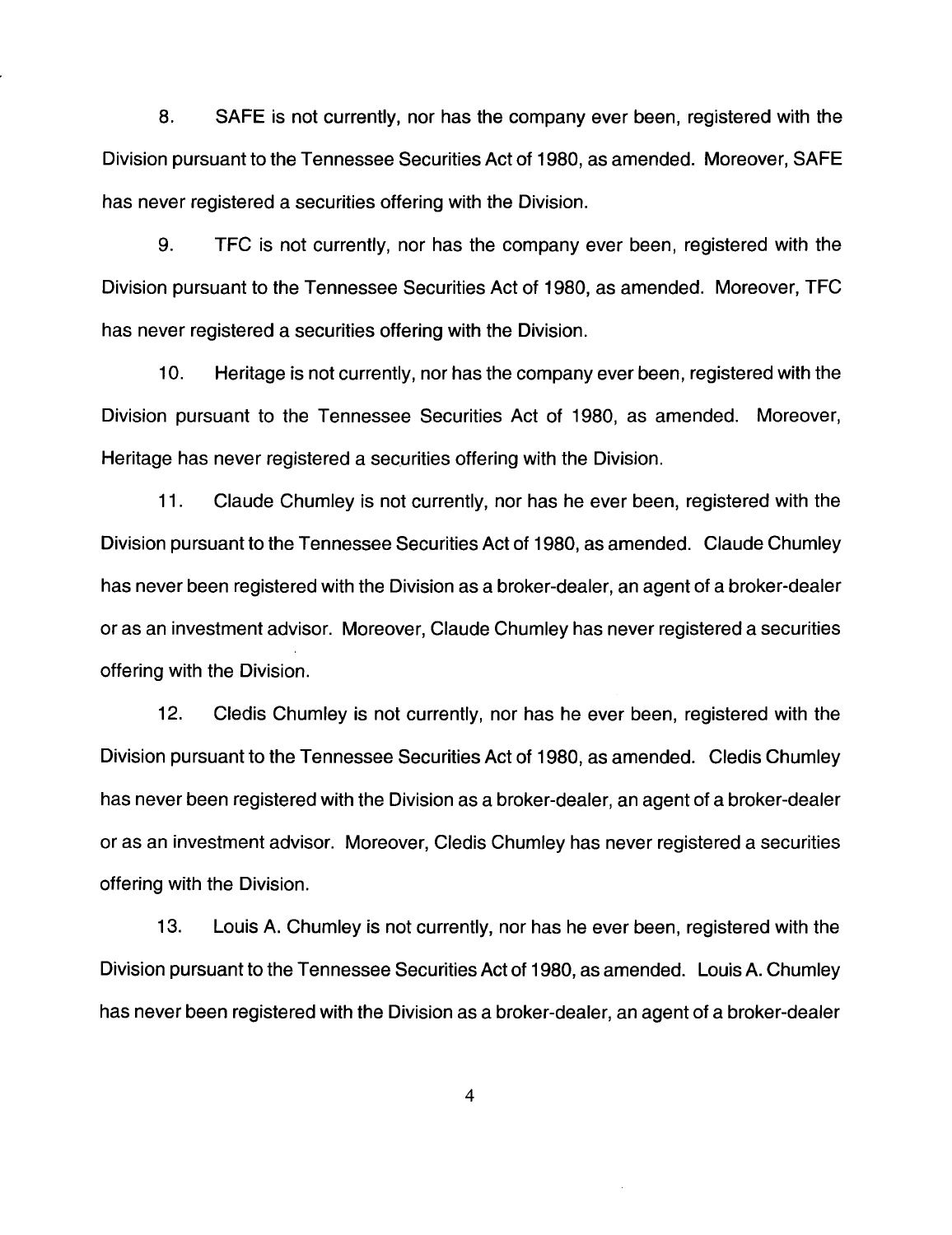8. SAFE is not currently, nor has the company ever been, registered with the Division pursuant to the Tennessee Securities Act of 1980, as amended. Moreover, SAFE has never registered a securities offering with the Division.

9. TFC is not currently, nor has the company ever been, registered with the Division pursuant to the Tennessee Securities Act of 1980, as amended. Moreover, TFC has never registered a securities offering with the Division.

10. Heritage is not currently, nor has the company ever been, registered with the Division pursuant to the Tennessee Securities Act of 1980, as amended. Moreover, Heritage has never registered a securities offering with the Division.

11. Claude Chumley is not currently, nor has he ever been, registered with the Division pursuant to the Tennessee Securities Act of 1980, as amended. Claude Chumley has never been registered with the Division as a broker-dealer, an agent of a broker-dealer or as an investment advisor. Moreover, Claude Chumley has never registered a securities offering with the Division.

12. Cledis Chumley is not currently, nor has he ever been, registered with the Division pursuant to the Tennessee Securities Act of 1980, as amended. Cledis Chumley has never been registered with the Division as a broker-dealer, an agent of a broker-dealer or as an investment advisor. Moreover, Cledis Chumley has never registered a securities offering with the Division.

13. Louis A. Chumley is not currently, nor has he ever been, registered with the Division pursuant to the Tennessee Securities Act of 1980, as amended. Louis A. Chumley has never been registered with the Division as a broker-dealer, an agent of a broker-dealer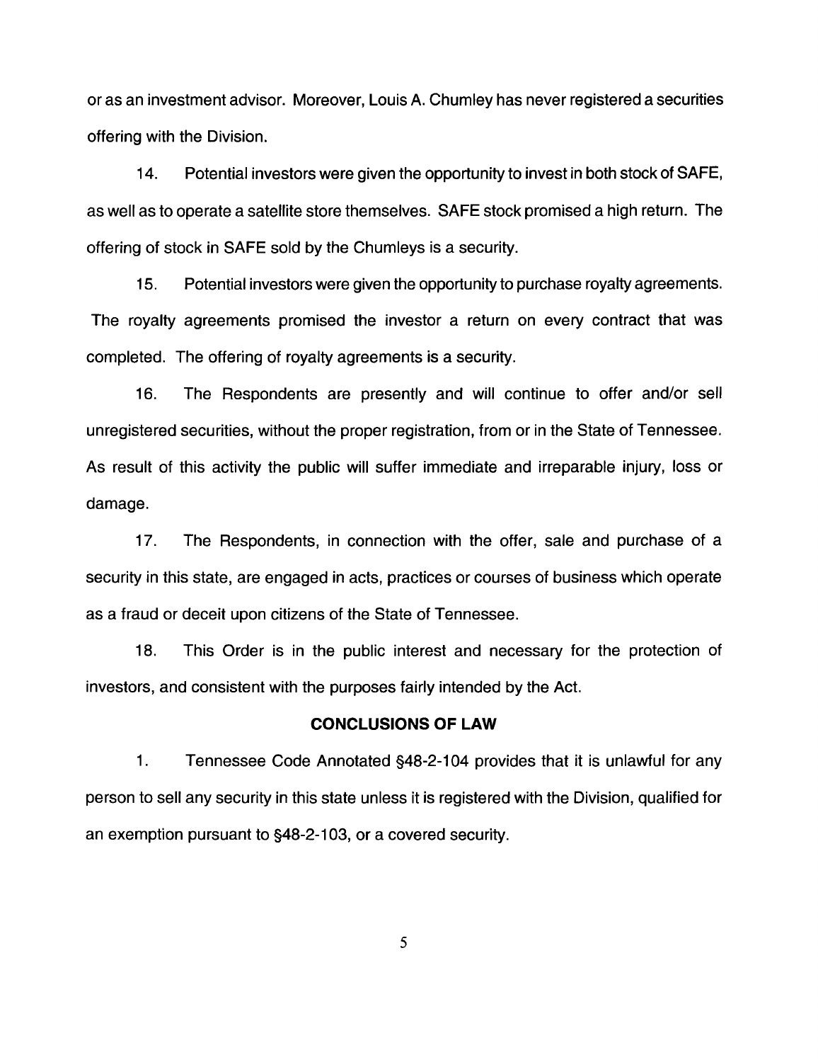or as an investment advisor. Moreover, Louis A. Chumley has never registered a securities offering with the Division.

14. Potential investors were given the opportunity to invest in both stock of SAFE, as well as to operate a satellite store themselves. SAFE stock promised a high return. The offering of stock in SAFE sold by the Chumleys is a security.

15. Potential investors were given the opportunity to purchase royalty agreements. The royalty agreements promised the investor a return on every contract that was completed. The offering of royalty agreements is a security.

16. The Respondents are presently and will continue to offer and/or sell unregistered securities, without the proper registration, from or in the State of Tennessee. As result of this activity the public will suffer immediate and irreparable injury, loss or damage.

17. The Respondents, in connection with the offer, sale and purchase of a security in this state, are engaged in acts, practices or courses of business which operate as a fraud or deceit upon citizens of the State of Tennessee.

18. This Order is in the public interest and necessary for the protection of investors, and consistent with the purposes fairly intended by the Act.

## CONCLUSIONS OF LAW

1. Tennessee Code Annotated §48-2-104 provides that it is unlawful for any person to sell any security in this state unless it is registered with the Division, qualified for an exemption pursuant to §48-2-103, or a covered security.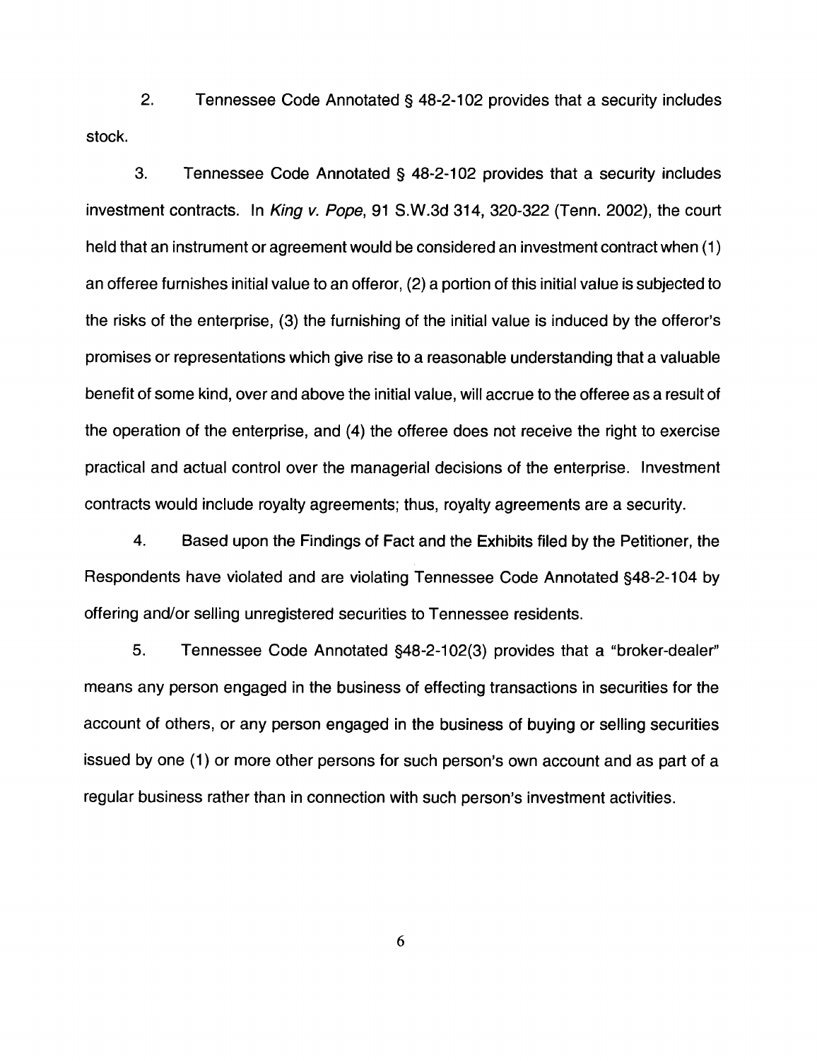2. Tennessee Code Annotated § 48-2-102 provides that a security includes stock.

3. Tennessee Code Annotated § 48-2-102 provides that a security includes investment contracts. In *King v. Pope*, 91 S.W.3d 314, 320-322 (Tenn. 2002), the court held that an instrument or agreement would be considered an investment contract when (1) an offeree furnishes initial value to an offeror, (2) a portion of this initial value is subjected to the risks of the enterprise, (3) the furnishing of the initial value is induced by the offeror's promises or representations which give rise to a reasonable understanding that a valuable benefit of some kind, over and above the initial value, will accrue to the offeree as a result of the operation of the enterprise, and (4) the offeree does not receive the right to exercise practical and actual control over the managerial decisions of the enterprise. Investment contracts would include royalty agreements; thus, royalty agreements are a security.

4. Based upon the Findings of Fact and the Exhibits filed by the Petitioner, the Respondents have violated and are violating Tennessee Code Annotated §48-2-104 by offering and/or selling unregistered securities to Tennessee residents.

5. Tennessee Code Annotated §48-2-102(3) provides that a "broker-dealer" means any person engaged in the business of effecting transactions in securities for the account of others, or any person engaged in the business of buying or selling securities issued by one (1) or more other persons for such person's own account and as part of a regular business rather than in connection with such person's investment activities.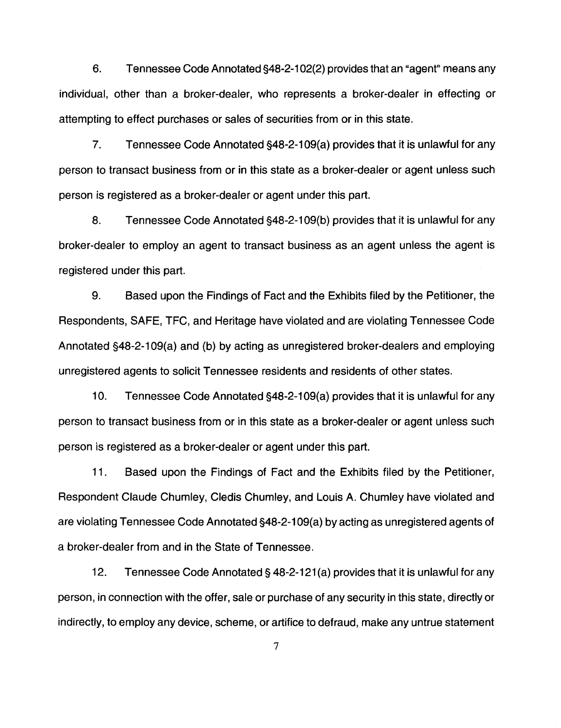6. Tennessee Code Annotated §48-2-102(2) provides that an "agent" means any individual, other than a broker-dealer, who represents a broker-dealer in effecting or attempting to effect purchases or sales of securities from or in this state.

7. Tennessee Code Annotated §48-2-109(a) provides that it is unlawful for any person to transact business from or in this state as a broker-dealer or agent unless such person is registered as a broker-dealer or agent under this part.

8. Tennessee Code Annotated §48-2-109(b) provides that it is unlawful for any broker-dealer to employ an agent to transact business as an agent unless the agent is registered under this part.

9. Based upon the Findings of Fact and the Exhibits filed by the Petitioner, the Respondents, SAFE, TFC, and Heritage have violated and are violating Tennessee Code Annotated §48-2-109(a) and (b) by acting as unregistered broker-dealers and employing unregistered agents to solicit Tennessee residents and residents of other states.

10. Tennessee Code Annotated §48-2-109(a) provides that it is unlawful for any person to transact business from or in this state as a broker-dealer or agent unless such person is registered as a broker-dealer or agent under this part.

11. Based upon the Findings of Fact and the Exhibits filed by the Petitioner, Respondent Claude Chumley, Cledis Chumley, and Louis A. Chumley have violated and are violating Tennessee Code Annotated §48-2-109(a) by acting as unregistered agents of a broker-dealer from and in the State of Tennessee.

12. Tennessee Code Annotated § 48-2-121(a) provides that it is unlawful for any person, in connection with the offer, sale or purchase of any security in this state, directly or indirectly, to employ any device, scheme, or artifice to defraud, make any untrue statement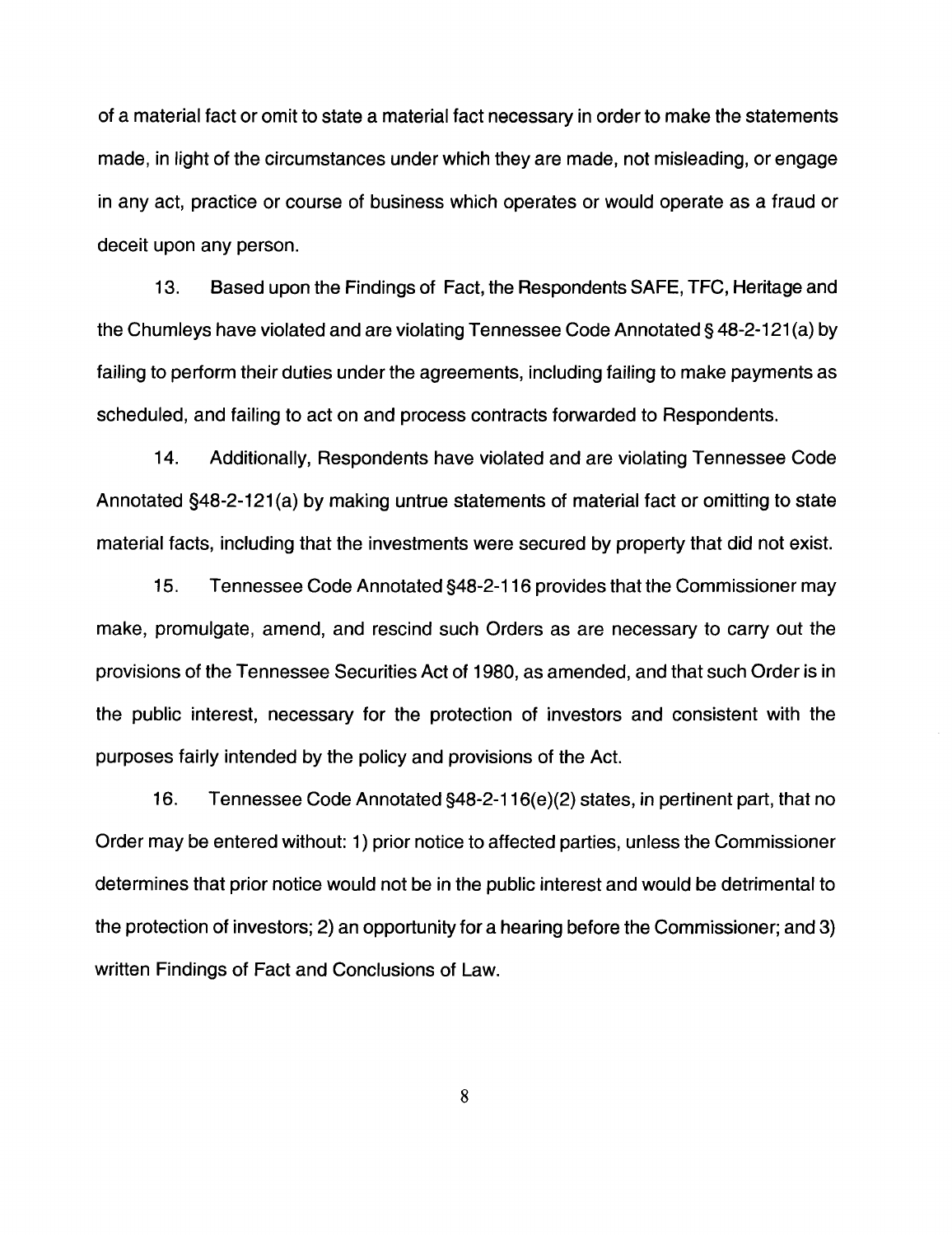of a material fact or omit to state a material fact necessary in order to make the statements made, in light of the circumstances under which they are made, not misleading, or engage in any act, practice or course of business which operates or would operate as a fraud or deceit upon any person.

13. Based upon the Findings of Fact, the Respondents SAFE, TFC, Heritage and the Chumleys have violated and are violating Tennessee Code Annotated § 48-2-121(a) by failing to perform their duties under the agreements, including failing to make payments as scheduled, and failing to act on and process contracts forwarded to Respondents.

14. Additionally, Respondents have violated and are violating Tennessee Code Annotated §48-2-121(a) by making untrue statements of material fact or omitting to state material facts, including that the investments were secured by property that did not exist.

15. Tennessee Code Annotated §48-2-116 provides that the Commissioner may make, promulgate, amend, and rescind such Orders as are necessary to carry out the provisions of the Tennessee Securities Act of 1980, as amended, and that such Order is in the public interest, necessary for the protection of investors and consistent with the purposes fairly intended by the policy and provisions of the Act.

16. Tennessee Code Annotated §48-2-116(e)(2) states, in pertinent part, that no Order may be entered without: 1) prior notice to affected parties, unless the Commissioner determines that prior notice would not be in the public interest and would be detrimental to the protection of investors; 2) an opportunity for a hearing before the Commissioner; and 3) written Findings of Fact and Conclusions of Law.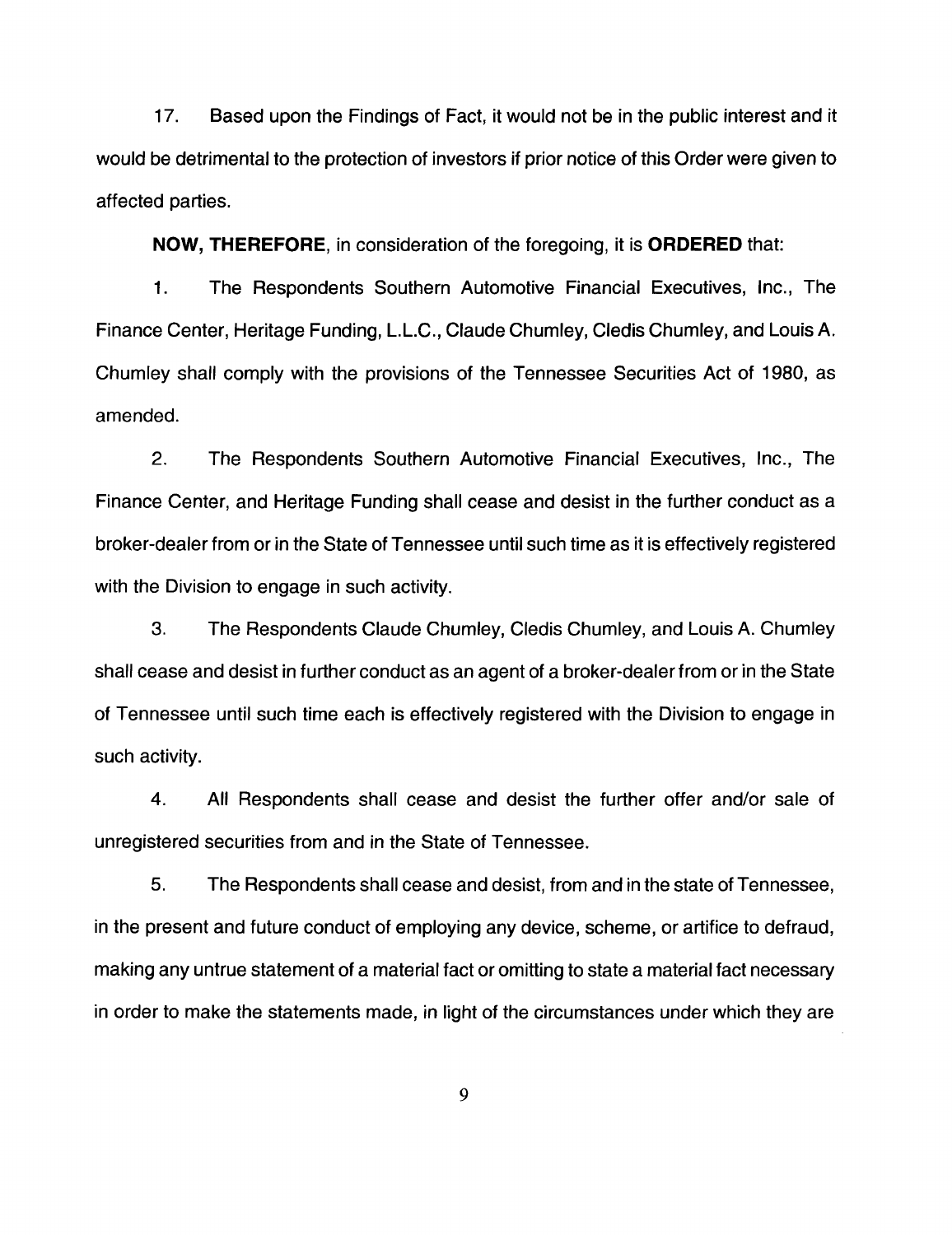17. Based upon the Findings of Fact, it would not be in the public interest and it would be detrimental to the protection of investors if prior notice of this Order were given to affected parties.

**NOW, THEREFORE**, in consideration of the foregoing, it is **ORDERED** that:

1. The Respondents Southern Automotive Financial Executives, Inc., The Finance Center, Heritage Funding, L.L.C., Claude Chumley, Cledis Chumley, and Louis A. Chumley shall comply with the provisions of the Tennessee Securities Act of 1980, as amended.

2. The Respondents Southern Automotive Financial Executives, Inc., The Finance Center, and Heritage Funding shall cease and desist in the further conduct as a broker-dealer from or in the State of Tennessee until such time as it is effectively registered with the Division to engage in such activity.

3. The Respondents Claude Chumley, Cledis Chumley, and Louis A. Chumley shall cease and desist in further conduct as an agent of a broker-dealer from or in the State of Tennessee until such time each is effectively registered with the Division to engage in such activity.

4. All Respondents shall cease and desist the further offer and/or sale of unregistered securities from and in the State of Tennessee.

5. The Respondents shall cease and desist, from and in the state of Tennessee, in the present and future conduct of employing any device, scheme, or artifice to defraud, making any untrue statement of a material fact or omitting to state a material fact necessary in order to make the statements made, in light of the circumstances under which they are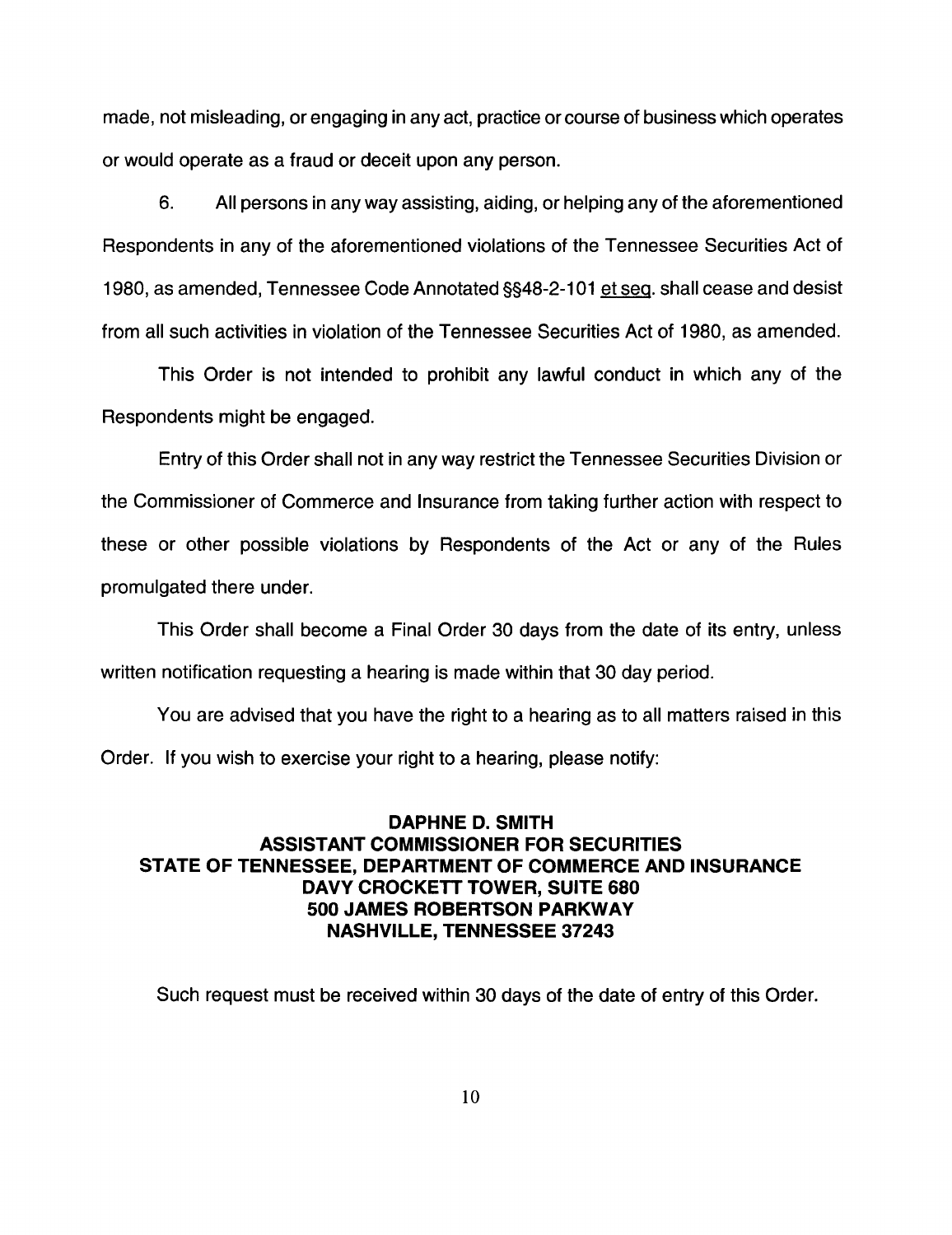made, not misleading, or engaging in any act, practice or course of business which operates or would operate as a fraud or deceit upon any person.

6. All persons in any way assisting, aiding, or helping any of the aforementioned Respondents in any of the aforementioned violations of the Tennessee Securities Act of 1980, as amended, Tennessee Code Annotated §§48-2-101 et seq. shall cease and desist from all such activities in violation of the Tennessee Securities Act of 1980, as amended.

This Order is not intended to prohibit any lawful conduct in which any of the Respondents might be engaged.

Entry of this Order shall not in any way restrict the Tennessee Securities Division or the Commissioner of Commerce and Insurance from taking further action with respect to these or other possible violations by Respondents of the Act or any of the Rules promulgated there under.

This Order shall become a Final Order 30 days from the date of its entry, unless written notification requesting a hearing is made within that 30 day period.

You are advised that you have the right to a hearing as to all matters raised in this Order. If you wish to exercise your right to a hearing, please notify:

**DAPHNE D. SMITH**
**ASSISTANT COMMISSIONER FOR SECURITIES**
**STATE OF TENNESSEE, DEPARTMENT OF COMMERCE AND INSURANCE**
**DAVY CROCKETT TOWER, SUITE 680**
**500 JAMES ROBERTSON PARKWAY**
**NASHVILLE, TENNESSEE 37243**

Such request must be received within 30 days of the date of entry of this Order.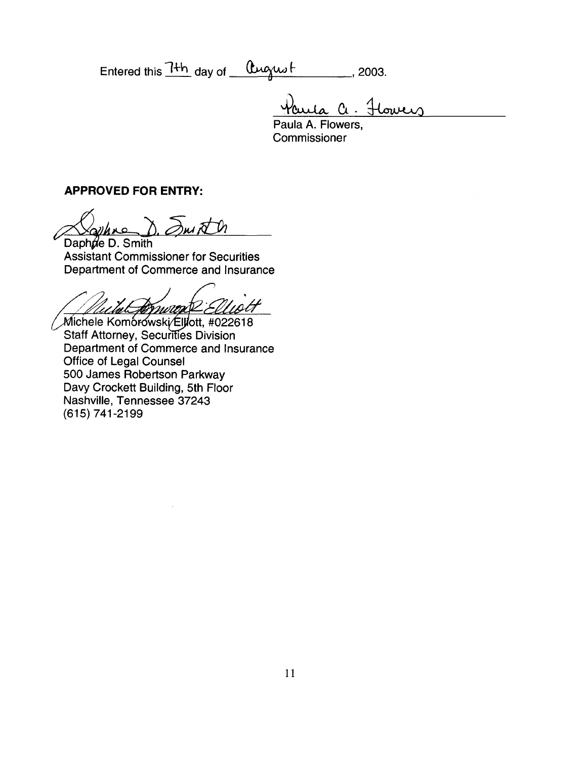Entered this 7th day of August, 2003.

Paula A. Flowers

Paula A. Flowers,
Commissioner

**APPROVED FOR ENTRY:**

Daphne D. Smith

Daphne D. Smith
Assistant Commissioner for Securities
Department of Commerce and Insurance

Michele Komorowski Elliott

Michele Komorowski Elliott, #022618
Staff Attorney, Securities Division
Department of Commerce and Insurance
Office of Legal Counsel
500 James Robertson Parkway
Davy Crockett Building, 5th Floor
Nashville, Tennessee 37243
(615) 741-2199